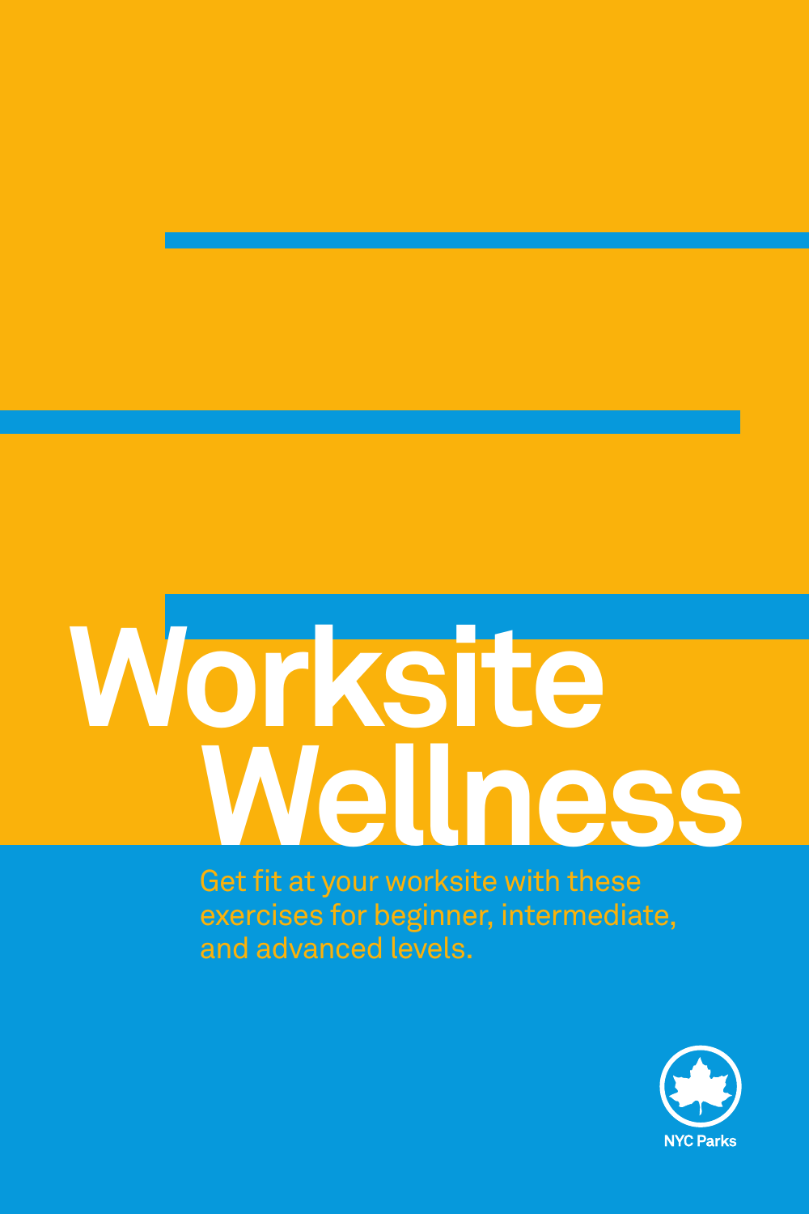# Worksite Wellness

Get fit at your worksite with these exercises for beginner, intermediate, and advanced levels.

NYC Parks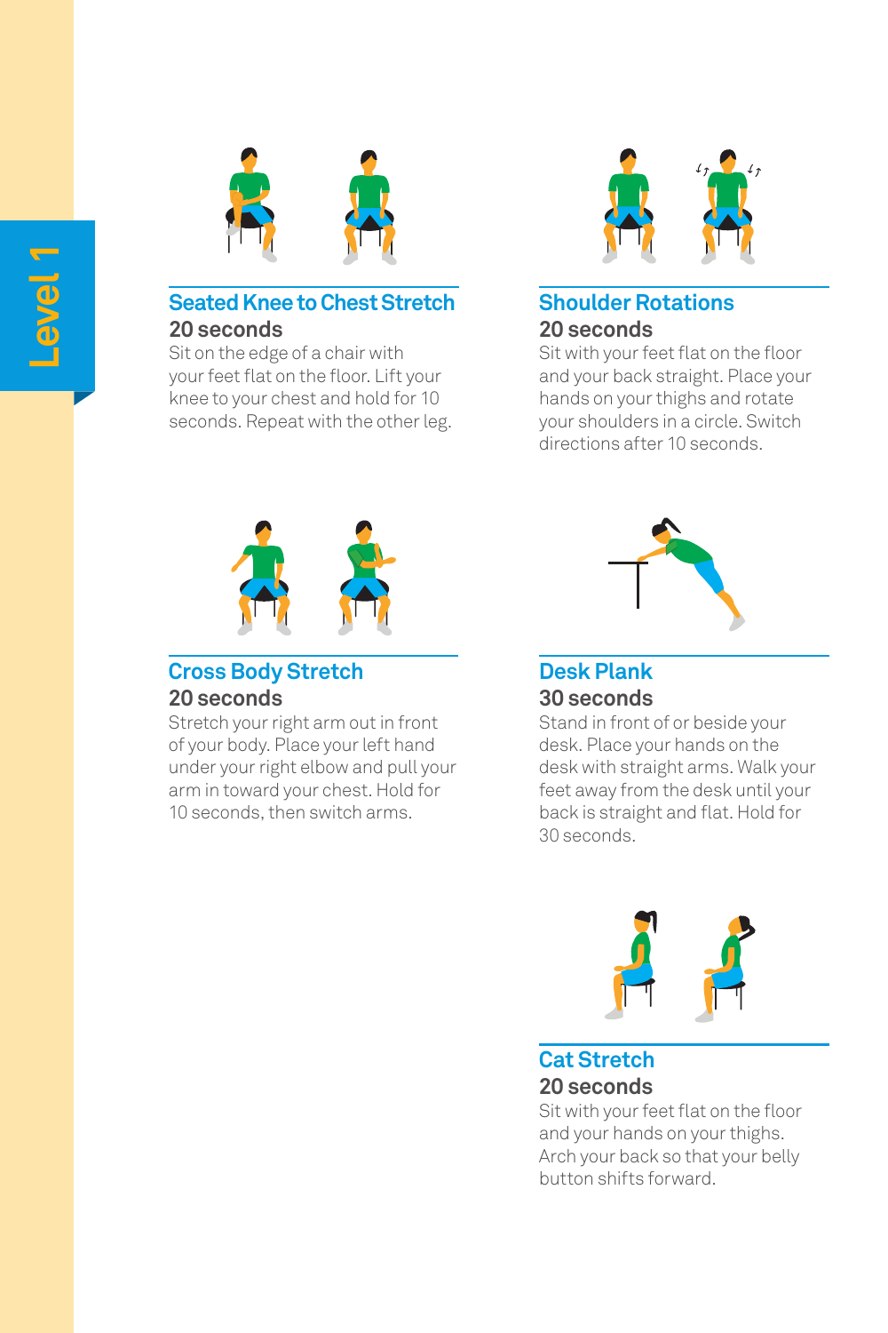Level 1

## Seated Knee to Chest Stretch

**20 seconds**

Sit on the edge of a chair with your feet flat on the floor. Lift your knee to your chest and hold for 10 seconds. Repeat with the other leg.

## Shoulder Rotations

**20 seconds**

Sit with your feet flat on the floor and your back straight. Place your hands on your thighs and rotate your shoulders in a circle. Switch directions after 10 seconds.

## Cross Body Stretch

**20 seconds**

Stretch your right arm out in front of your body. Place your left hand under your right elbow and pull your arm in toward your chest. Hold for 10 seconds, then switch arms.

## Desk Plank

**30 seconds**

Stand in front of or beside your desk. Place your hands on the desk with straight arms. Walk your feet away from the desk until your back is straight and flat. Hold for 30 seconds.

## Cat Stretch

**20 seconds**

Sit with your feet flat on the floor and your hands on your thighs. Arch your back so that your belly button shifts forward.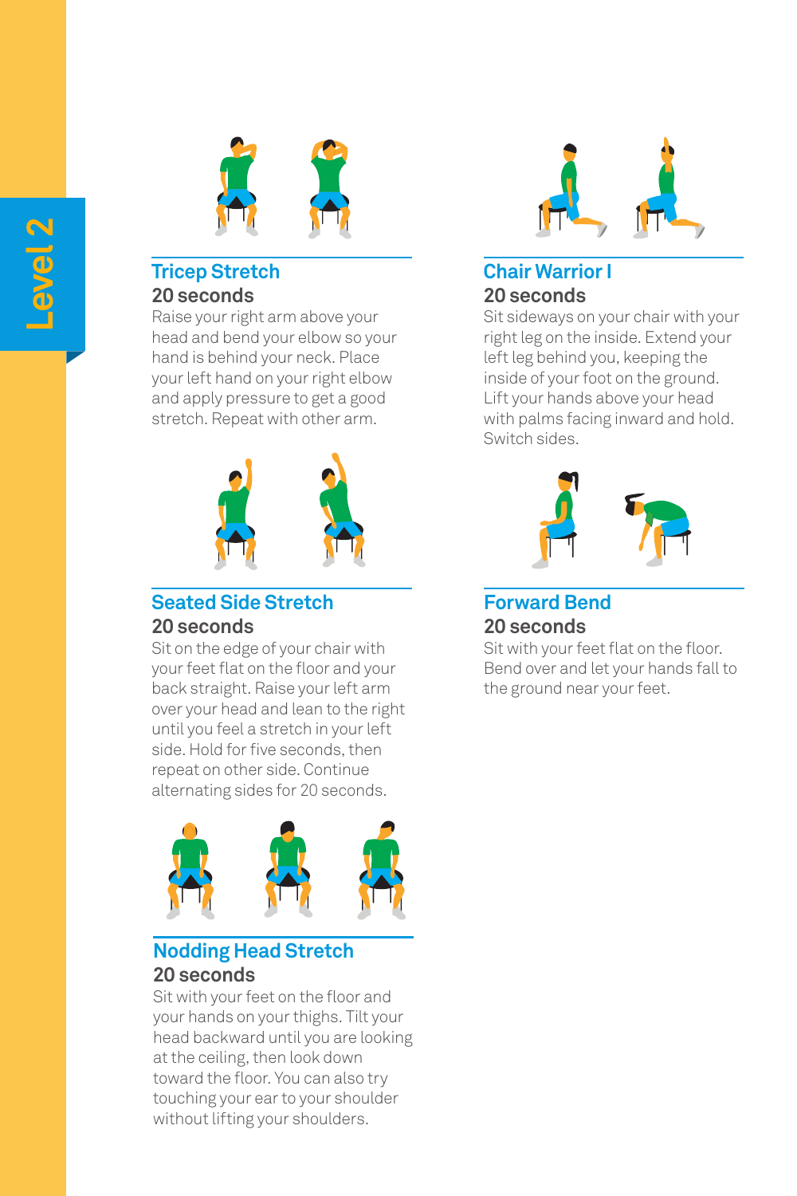Level 2

### Tricep Stretch

**20 seconds**

Raise your right arm above your head and bend your elbow so your hand is behind your neck. Place your left hand on your right elbow and apply pressure to get a good stretch. Repeat with other arm.

### Seated Side Stretch

**20 seconds**

Sit on the edge of your chair with your feet flat on the floor and your back straight. Raise your left arm over your head and lean to the right until you feel a stretch in your left side. Hold for five seconds, then repeat on other side. Continue alternating sides for 20 seconds.

### Nodding Head Stretch

**20 seconds**

Sit with your feet on the floor and your hands on your thighs. Tilt your head backward until you are looking at the ceiling, then look down toward the floor. You can also try touching your ear to your shoulder without lifting your shoulders.

### Chair Warrior I

**20 seconds**

Sit sideways on your chair with your right leg on the inside. Extend your left leg behind you, keeping the inside of your foot on the ground. Lift your hands above your head with palms facing inward and hold. Switch sides.

### Forward Bend

**20 seconds**

Sit with your feet flat on the floor. Bend over and let your hands fall to the ground near your feet.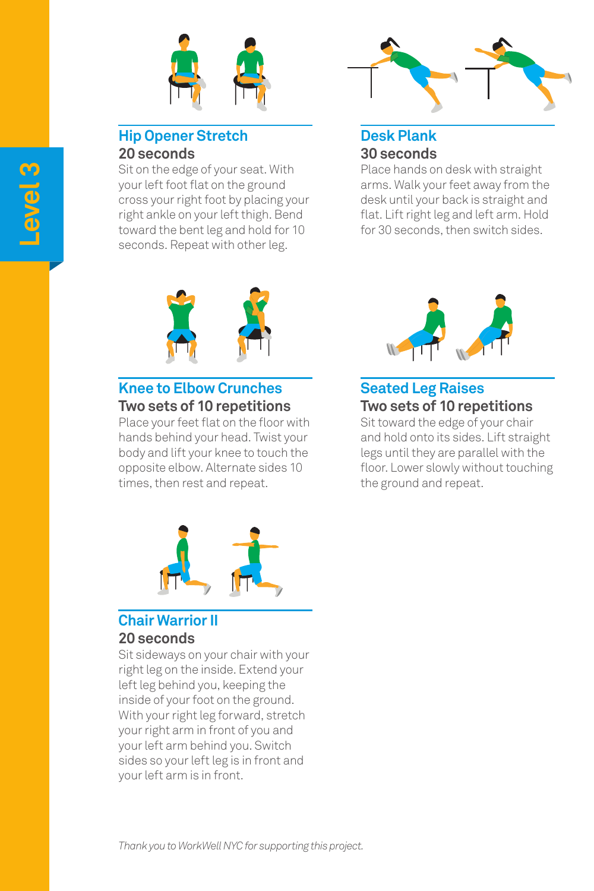Level 3

## Hip Opener Stretch

**20 seconds**

Sit on the edge of your seat. With your left foot flat on the ground cross your right foot by placing your right ankle on your left thigh. Bend toward the bent leg and hold for 10 seconds. Repeat with other leg.

## Desk Plank

**30 seconds**

Place hands on desk with straight arms. Walk your feet away from the desk until your back is straight and flat. Lift right leg and left arm. Hold for 30 seconds, then switch sides.

## Knee to Elbow Crunches

**Two sets of 10 repetitions**

Place your feet flat on the floor with hands behind your head. Twist your body and lift your knee to touch the opposite elbow. Alternate sides 10 times, then rest and repeat.

## Seated Leg Raises

**Two sets of 10 repetitions**

Sit toward the edge of your chair and hold onto its sides. Lift straight legs until they are parallel with the floor. Lower slowly without touching the ground and repeat.

## Chair Warrior II

**20 seconds**

Sit sideways on your chair with your right leg on the inside. Extend your left leg behind you, keeping the inside of your foot on the ground. With your right leg forward, stretch your right arm in front of you and your left arm behind you. Switch sides so your left leg is in front and your left arm is in front.

*Thank you to WorkWell NYC for supporting this project.*